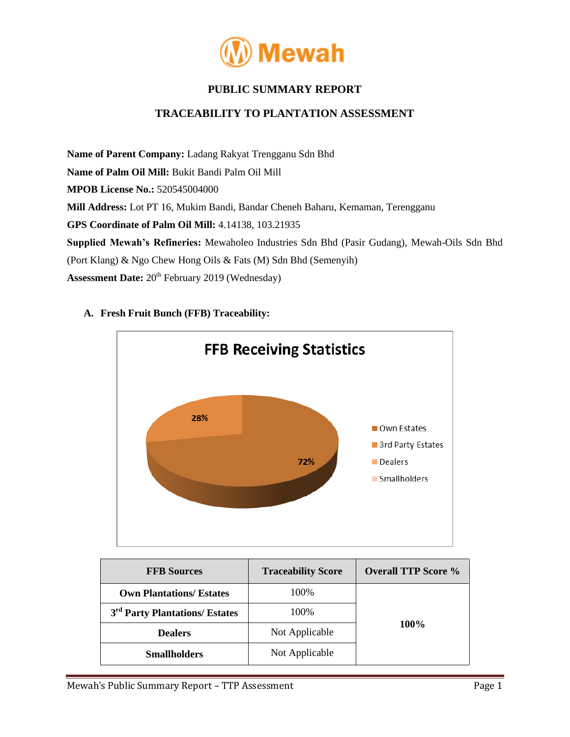Mewah

**PUBLIC SUMMARY REPORT**

**TRACEABILITY TO PLANTATION ASSESSMENT**

**Name of Parent Company:** Ladang Rakyat Trengganu Sdn Bhd

**Name of Palm Oil Mill:** Bukit Bandi Palm Oil Mill

**MPOB License No.:** 520545004000

**Mill Address:** Lot PT 16, Mukim Bandi, Bandar Cheneh Baharu, Kemaman, Terengganu

**GPS Coordinate of Palm Oil Mill:** 4.14138, 103.21935

**Supplied Mewah's Refineries:** Mewaholeo Industries Sdn Bhd (Pasir Gudang), Mewah-Oils Sdn Bhd (Port Klang) & Ngo Chew Hong Oils & Fats (M) Sdn Bhd (Semenyih)

**Assessment Date:** 20th February 2019 (Wednesday)

**A. Fresh Fruit Bunch (FFB) Traceability:**

FFB Receiving Statistics

- Own Estates: 72%
- 3rd Party Estates: 28%
- Dealers
- Smallholders

| FFB Sources | Traceability Score | Overall TTP Score % |
|---|---|---|
| **Own Plantations/ Estates** | 100% | **100%** |
| **3rd Party Plantations/ Estates** | 100% | |
| **Dealers** | Not Applicable | |
| **Smallholders** | Not Applicable | |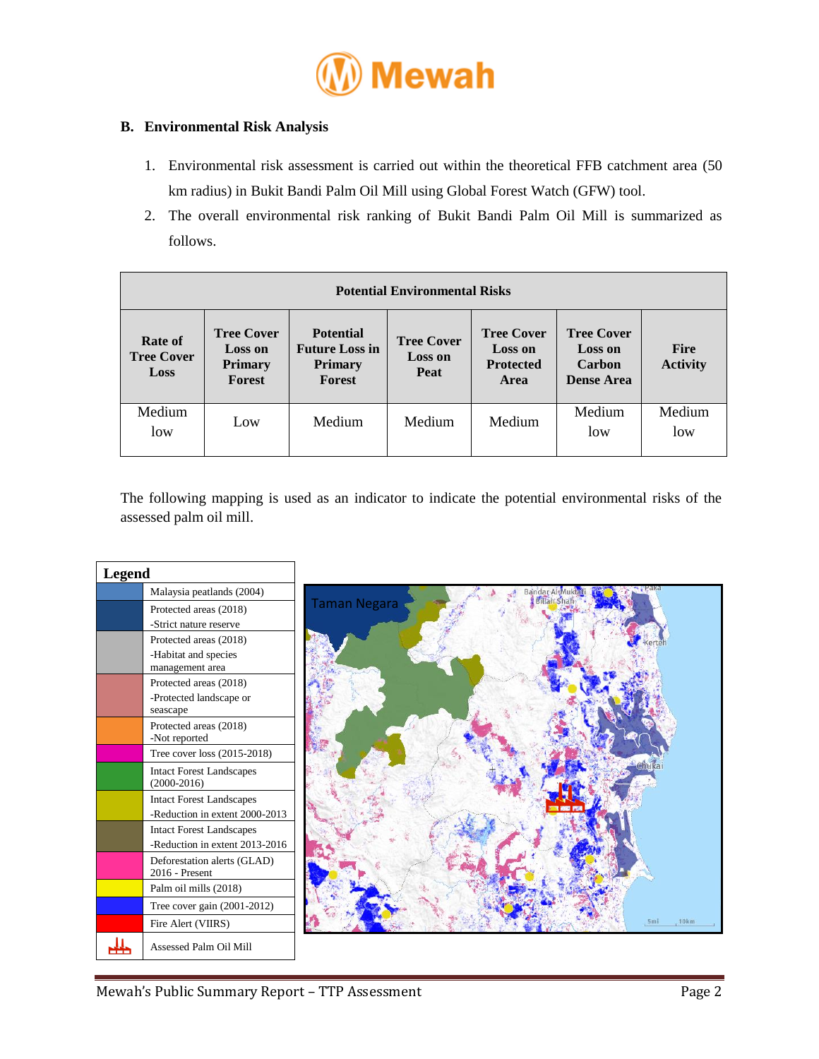## B. Environmental Risk Analysis

1. Environmental risk assessment is carried out within the theoretical FFB catchment area (50 km radius) in Bukit Bandi Palm Oil Mill using Global Forest Watch (GFW) tool.
2. The overall environmental risk ranking of Bukit Bandi Palm Oil Mill is summarized as follows.

| Potential Environmental Risks | | | | | | |
|---|---|---|---|---|---|---|
| **Rate of Tree Cover Loss** | **Tree Cover Loss on Primary Forest** | **Potential Future Loss in Primary Forest** | **Tree Cover Loss on Peat** | **Tree Cover Loss on Protected Area** | **Tree Cover Loss on Carbon Dense Area** | **Fire Activity** |
| Medium low | Low | Medium | Medium | Medium | Medium low | Medium low |

The following mapping is used as an indicator to indicate the potential environmental risks of the assessed palm oil mill.

| Legend | |
|---|---|
| | Malaysia peatlands (2004) |
| | Protected areas (2018) -Strict nature reserve |
| | Protected areas (2018) -Habitat and species management area |
| | Protected areas (2018) -Protected landscape or seascape |
| | Protected areas (2018) -Not reported |
| | Tree cover loss (2015-2018) |
| | Intact Forest Landscapes (2000-2016) |
| | Intact Forest Landscapes -Reduction in extent 2000-2013 |
| | Intact Forest Landscapes -Reduction in extent 2013-2016 |
| | Deforestation alerts (GLAD) 2016 - Present |
| | Palm oil mills (2018) |
| | Tree cover gain (2001-2012) |
| | Fire Alert (VIIRS) |
| | Assessed Palm Oil Mill |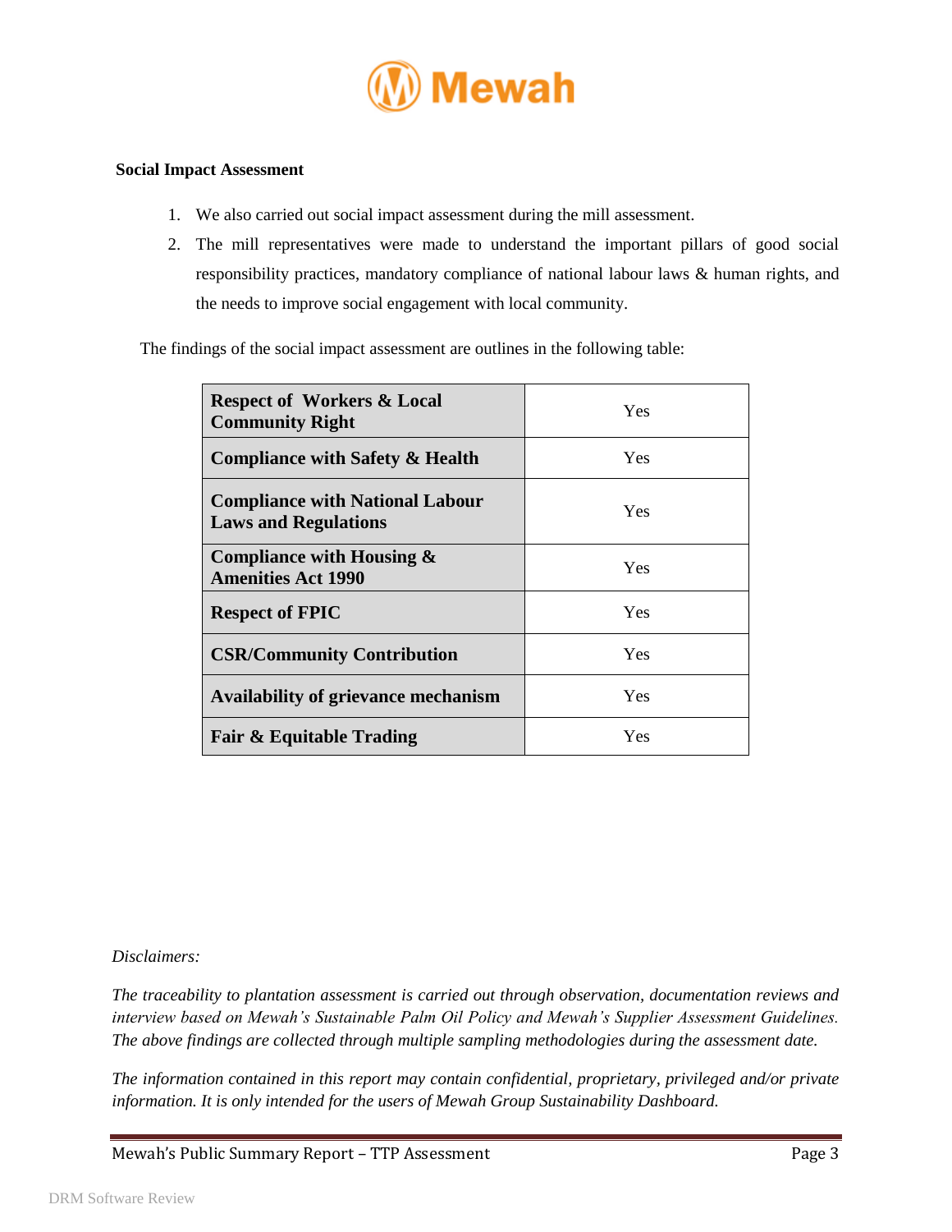**Social Impact Assessment**

1. We also carried out social impact assessment during the mill assessment.
2. The mill representatives were made to understand the important pillars of good social responsibility practices, mandatory compliance of national labour laws & human rights, and the needs to improve social engagement with local community.

The findings of the social impact assessment are outlines in the following table:

| | |
|---|---|
| **Respect of Workers & Local Community Right** | Yes |
| **Compliance with Safety & Health** | Yes |
| **Compliance with National Labour Laws and Regulations** | Yes |
| **Compliance with Housing & Amenities Act 1990** | Yes |
| **Respect of FPIC** | Yes |
| **CSR/Community Contribution** | Yes |
| **Availability of grievance mechanism** | Yes |
| **Fair & Equitable Trading** | Yes |

*Disclaimers:*

*The traceability to plantation assessment is carried out through observation, documentation reviews and interview based on Mewah's Sustainable Palm Oil Policy and Mewah's Supplier Assessment Guidelines. The above findings are collected through multiple sampling methodologies during the assessment date.*

*The information contained in this report may contain confidential, proprietary, privileged and/or private information. It is only intended for the users of Mewah Group Sustainability Dashboard.*